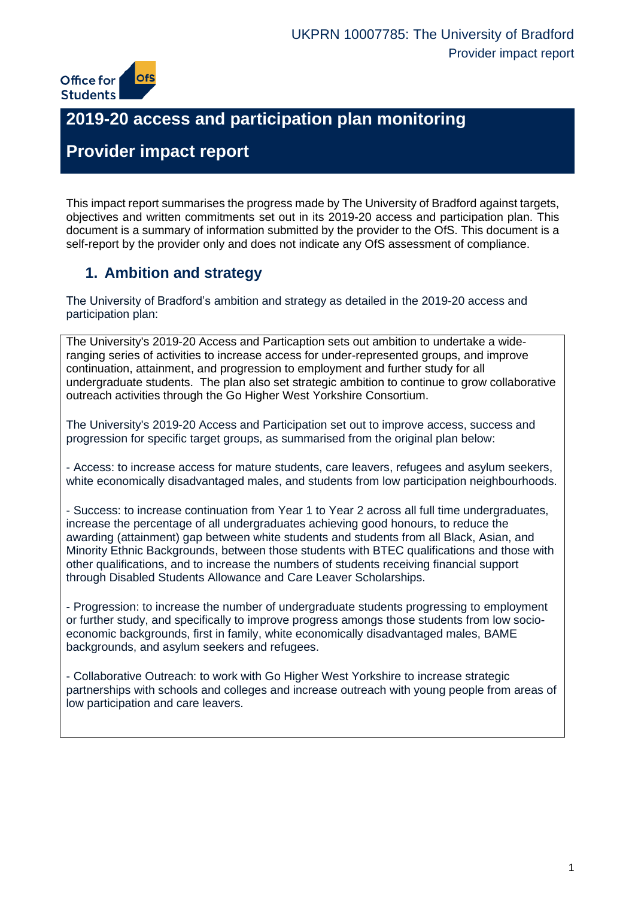UKPRN 10007785: The University of Bradford

Provider impact report

# 2019-20 access and participation plan monitoring

# Provider impact report

This impact report summarises the progress made by The University of Bradford against targets, objectives and written commitments set out in its 2019-20 access and participation plan. This document is a summary of information submitted by the provider to the OfS. This document is a self-report by the provider only and does not indicate any OfS assessment of compliance.

## 1. Ambition and strategy

The University of Bradford's ambition and strategy as detailed in the 2019-20 access and participation plan:

The University's 2019-20 Access and Particaption sets out ambition to undertake a wide-ranging series of activities to increase access for under-represented groups, and improve continuation, attainment, and progression to employment and further study for all undergraduate students. The plan also set strategic ambition to continue to grow collaborative outreach activities through the Go Higher West Yorkshire Consortium.

The University's 2019-20 Access and Participation set out to improve access, success and progression for specific target groups, as summarised from the original plan below:

- Access: to increase access for mature students, care leavers, refugees and asylum seekers, white economically disadvantaged males, and students from low participation neighbourhoods.

- Success: to increase continuation from Year 1 to Year 2 across all full time undergraduates, increase the percentage of all undergraduates achieving good honours, to reduce the awarding (attainment) gap between white students and students from all Black, Asian, and Minority Ethnic Backgrounds, between those students with BTEC qualifications and those with other qualifications, and to increase the numbers of students receiving financial support through Disabled Students Allowance and Care Leaver Scholarships.

- Progression: to increase the number of undergraduate students progressing to employment or further study, and specifically to improve progress amongs those students from low socio-economic backgrounds, first in family, white economically disadvantaged males, BAME backgrounds, and asylum seekers and refugees.

- Collaborative Outreach: to work with Go Higher West Yorkshire to increase strategic partnerships with schools and colleges and increase outreach with young people from areas of low participation and care leavers.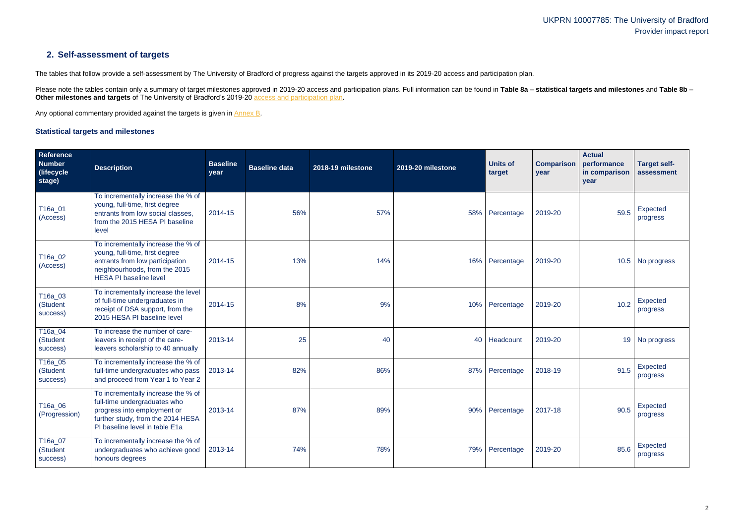## 2. Self-assessment of targets

The tables that follow provide a self-assessment by The University of Bradford of progress against the targets approved in its 2019-20 access and participation plan.

Please note the tables contain only a summary of target milestones approved in 2019-20 access and participation plans. Full information can be found in **Table 8a – statistical targets and milestones** and **Table 8b – Other milestones and targets** of The University of Bradford's 2019-20 access and participation plan.

Any optional commentary provided against the targets is given in Annex B.

### Statistical targets and milestones

| Reference Number (lifecycle stage) | Description | Baseline year | Baseline data | 2018-19 milestone | 2019-20 milestone | Units of target | Comparison year | Actual performance in comparison year | Target self-assessment |
|---|---|---|---|---|---|---|---|---|---|
| T16a_01 (Access) | To incrementally increase the % of young, full-time, first degree entrants from low social classes, from the 2015 HESA PI baseline level | 2014-15 | 56% | 57% | 58% | Percentage | 2019-20 | 59.5 | Expected progress |
| T16a_02 (Access) | To incrementally increase the % of young, full-time, first degree entrants from low participation neighbourhoods, from the 2015 HESA PI baseline level | 2014-15 | 13% | 14% | 16% | Percentage | 2019-20 | 10.5 | No progress |
| T16a_03 (Student success) | To incrementally increase the level of full-time undergraduates in receipt of DSA support, from the 2015 HESA PI baseline level | 2014-15 | 8% | 9% | 10% | Percentage | 2019-20 | 10.2 | Expected progress |
| T16a_04 (Student success) | To increase the number of care-leavers in receipt of the care-leavers scholarship to 40 annually | 2013-14 | 25 | 40 | 40 | Headcount | 2019-20 | 19 | No progress |
| T16a_05 (Student success) | To incrementally increase the % of full-time undergraduates who pass and proceed from Year 1 to Year 2 | 2013-14 | 82% | 86% | 87% | Percentage | 2018-19 | 91.5 | Expected progress |
| T16a_06 (Progression) | To incrementally increase the % of full-time undergraduates who progress into employment or further study, from the 2014 HESA PI baseline level in table E1a | 2013-14 | 87% | 89% | 90% | Percentage | 2017-18 | 90.5 | Expected progress |
| T16a_07 (Student success) | To incrementally increase the % of undergraduates who achieve good honours degrees | 2013-14 | 74% | 78% | 79% | Percentage | 2019-20 | 85.6 | Expected progress |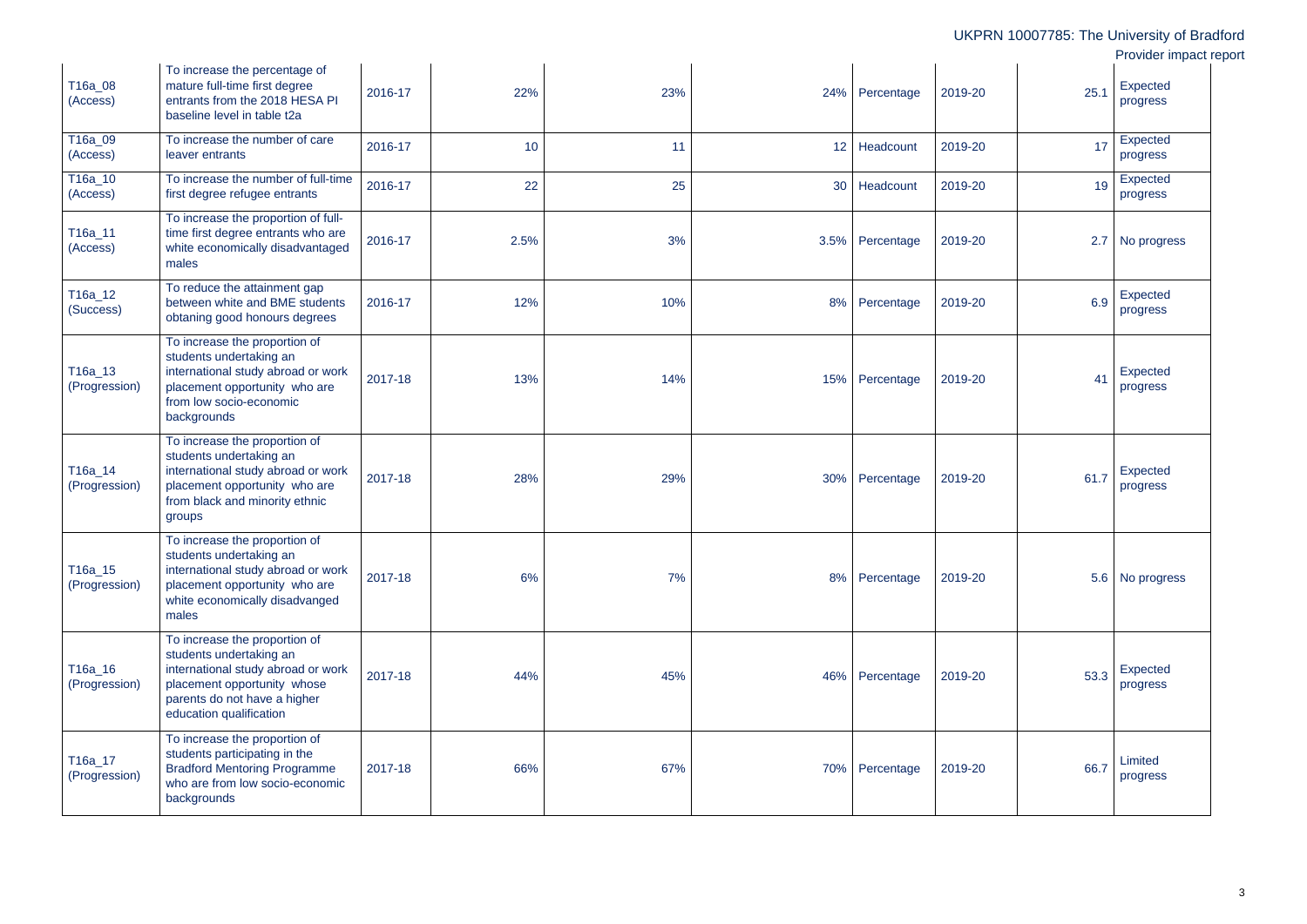| T16a_08 (Access) | To increase the percentage of mature full-time first degree entrants from the 2018 HESA PI baseline level in table t2a | 2016-17 | 22% | 23% | 24% | Percentage | 2019-20 | 25.1 | Expected progress |
|---|---|---|---|---|---|---|---|---|---|
| T16a_09 (Access) | To increase the number of care leaver entrants | 2016-17 | 10 | 11 | 12 | Headcount | 2019-20 | 17 | Expected progress |
| T16a_10 (Access) | To increase the number of full-time first degree refugee entrants | 2016-17 | 22 | 25 | 30 | Headcount | 2019-20 | 19 | Expected progress |
| T16a_11 (Access) | To increase the proportion of full-time first degree entrants who are white economically disadvantaged males | 2016-17 | 2.5% | 3% | 3.5% | Percentage | 2019-20 | 2.7 | No progress |
| T16a_12 (Success) | To reduce the attainment gap between white and BME students obtaining good honours degrees | 2016-17 | 12% | 10% | 8% | Percentage | 2019-20 | 6.9 | Expected progress |
| T16a_13 (Progression) | To increase the proportion of students undertaking an international study abroad or work placement opportunity who are from low socio-economic backgrounds | 2017-18 | 13% | 14% | 15% | Percentage | 2019-20 | 41 | Expected progress |
| T16a_14 (Progression) | To increase the proportion of students undertaking an international study abroad or work placement opportunity who are from black and minority ethnic groups | 2017-18 | 28% | 29% | 30% | Percentage | 2019-20 | 61.7 | Expected progress |
| T16a_15 (Progression) | To increase the proportion of students undertaking an international study abroad or work placement opportunity who are white economically disadvanged males | 2017-18 | 6% | 7% | 8% | Percentage | 2019-20 | 5.6 | No progress |
| T16a_16 (Progression) | To increase the proportion of students undertaking an international study abroad or work placement opportunity whose parents do not have a higher education qualification | 2017-18 | 44% | 45% | 46% | Percentage | 2019-20 | 53.3 | Expected progress |
| T16a_17 (Progression) | To increase the proportion of students participating in the Bradford Mentoring Programme who are from low socio-economic backgrounds | 2017-18 | 66% | 67% | 70% | Percentage | 2019-20 | 66.7 | Limited progress |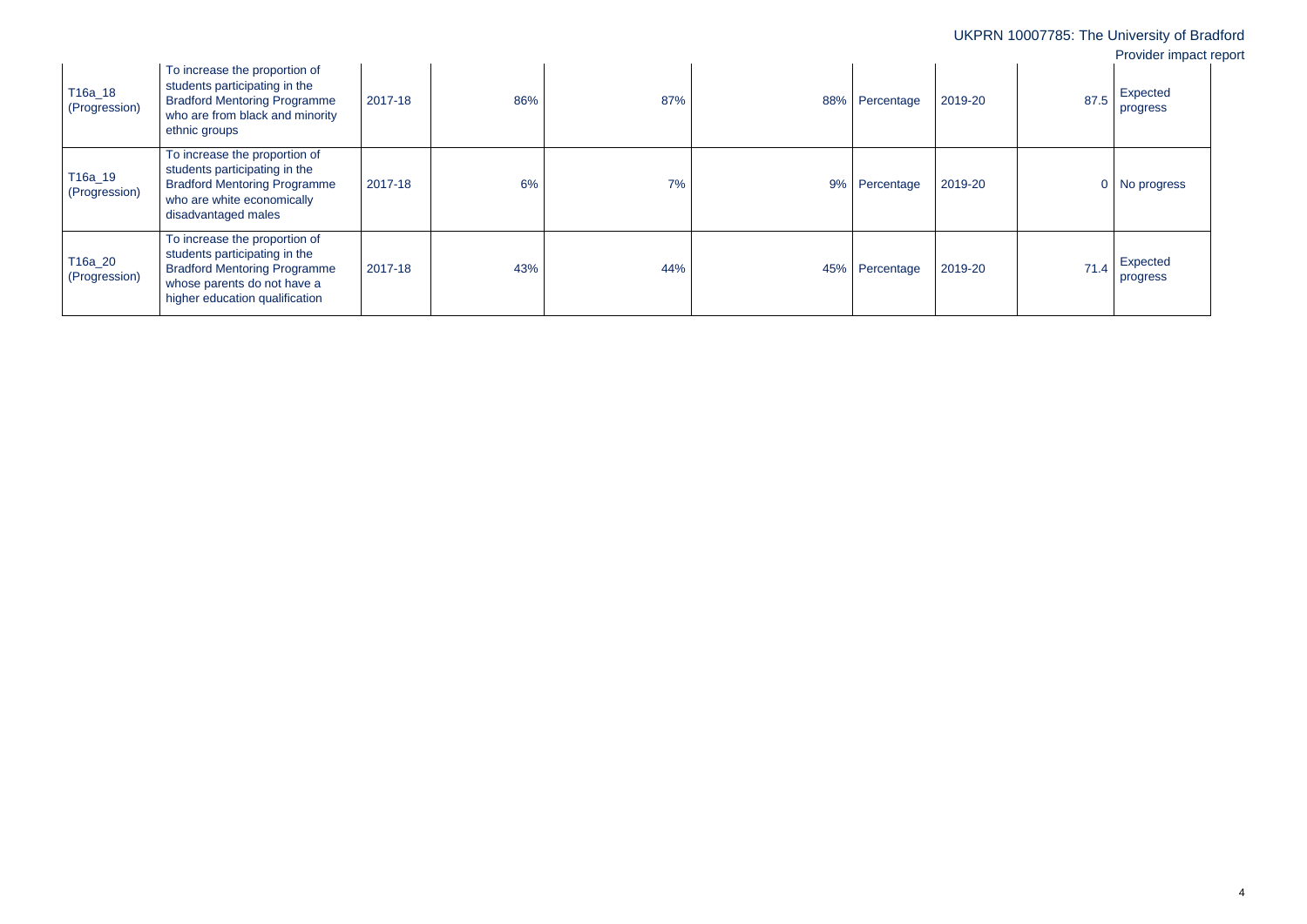| T16a_18 (Progression) | To increase the proportion of students participating in the Bradford Mentoring Programme who are from black and minority ethnic groups | 2017-18 | 86% | 87% | 88% | Percentage | 2019-20 | 87.5 | Expected progress |
|---|---|---|---|---|---|---|---|---|---|
| T16a_19 (Progression) | To increase the proportion of students participating in the Bradford Mentoring Programme who are white economically disadvantaged males | 2017-18 | 6% | 7% | 9% | Percentage | 2019-20 | 0 | No progress |
| T16a_20 (Progression) | To increase the proportion of students participating in the Bradford Mentoring Programme whose parents do not have a higher education qualification | 2017-18 | 43% | 44% | 45% | Percentage | 2019-20 | 71.4 | Expected progress |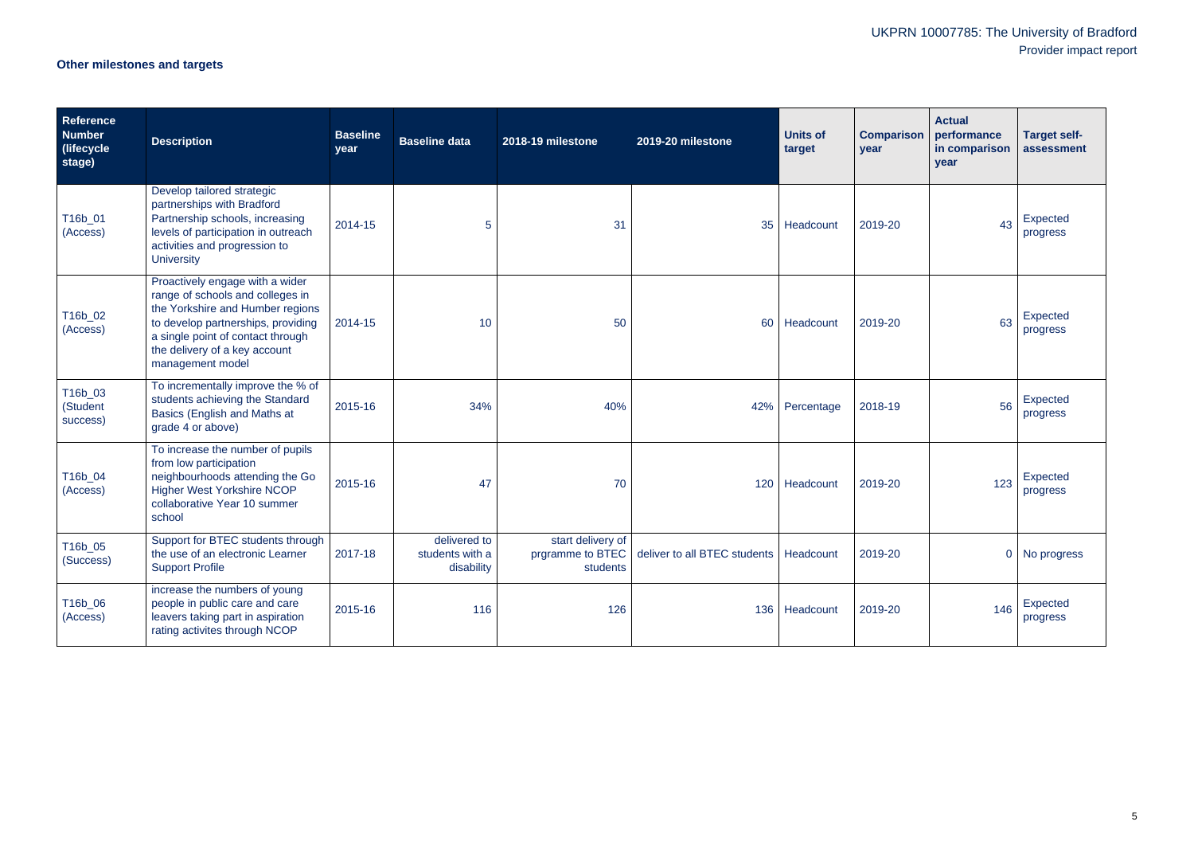**Other milestones and targets**

| Reference Number (lifecycle stage) | Description | Baseline year | Baseline data | 2018-19 milestone | 2019-20 milestone | Units of target | Comparison year | Actual performance in comparison year | Target self-assessment |
|---|---|---|---|---|---|---|---|---|---|
| T16b_01 (Access) | Develop tailored strategic partnerships with Bradford Partnership schools, increasing levels of participation in outreach activities and progression to University | 2014-15 | 5 | 31 | 35 | Headcount | 2019-20 | 43 | Expected progress |
| T16b_02 (Access) | Proactively engage with a wider range of schools and colleges in the Yorkshire and Humber regions to develop partnerships, providing a single point of contact through the delivery of a key account management model | 2014-15 | 10 | 50 | 60 | Headcount | 2019-20 | 63 | Expected progress |
| T16b_03 (Student success) | To incrementally improve the % of students achieving the Standard Basics (English and Maths at grade 4 or above) | 2015-16 | 34% | 40% | 42% | Percentage | 2018-19 | 56 | Expected progress |
| T16b_04 (Access) | To increase the number of pupils from low participation neighbourhoods attending the Go Higher West Yorkshire NCOP collaborative Year 10 summer school | 2015-16 | 47 | 70 | 120 | Headcount | 2019-20 | 123 | Expected progress |
| T16b_05 (Success) | Support for BTEC students through the use of an electronic Learner Support Profile | 2017-18 | delivered to students with a disability | start delivery of prgramme to BTEC students | deliver to all BTEC students | Headcount | 2019-20 | 0 | No progress |
| T16b_06 (Access) | increase the numbers of young people in public care and care leavers taking part in aspiration rating activites through NCOP | 2015-16 | 116 | 126 | 136 | Headcount | 2019-20 | 146 | Expected progress |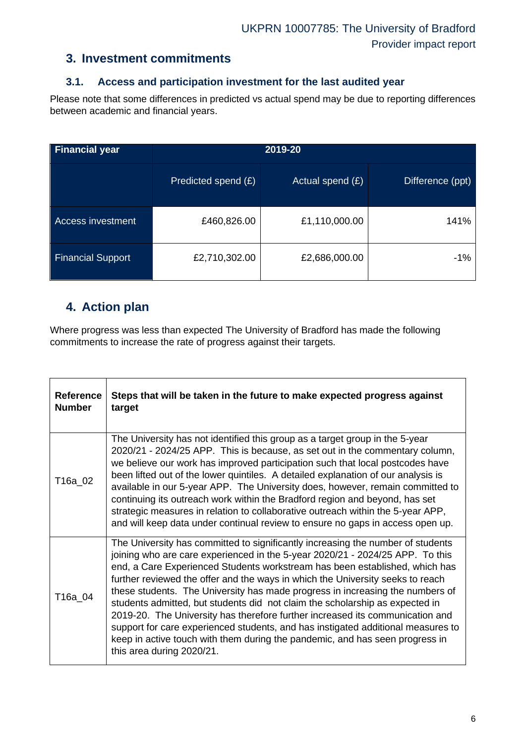## 3. Investment commitments

### 3.1. Access and participation investment for the last audited year

Please note that some differences in predicted vs actual spend may be due to reporting differences between academic and financial years.

| Financial year | 2019-20 | | |
|---|---|---|---|
| | Predicted spend (£) | Actual spend (£) | Difference (ppt) |
| Access investment | £460,826.00 | £1,110,000.00 | 141% |
| Financial Support | £2,710,302.00 | £2,686,000.00 | -1% |

## 4. Action plan

Where progress was less than expected The University of Bradford has made the following commitments to increase the rate of progress against their targets.

| **Reference Number** | **Steps that will be taken in the future to make expected progress against target** |
|---|---|
| T16a_02 | The University has not identified this group as a target group in the 5-year 2020/21 - 2024/25 APP. This is because, as set out in the commentary column, we believe our work has improved participation such that local postcodes have been lifted out of the lower quintiles. A detailed explanation of our analysis is available in our 5-year APP. The University does, however, remain committed to continuing its outreach work within the Bradford region and beyond, has set strategic measures in relation to collaborative outreach within the 5-year APP, and will keep data under continual review to ensure no gaps in access open up. |
| T16a_04 | The University has committed to significantly increasing the number of students joining who are care experienced in the 5-year 2020/21 - 2024/25 APP. To this end, a Care Experienced Students workstream has been established, which has further reviewed the offer and the ways in which the University seeks to reach these students. The University has made progress in increasing the numbers of students admitted, but students did not claim the scholarship as expected in 2019-20. The University has therefore further increased its communication and support for care experienced students, and has instigated additional measures to keep in active touch with them during the pandemic, and has seen progress in this area during 2020/21. |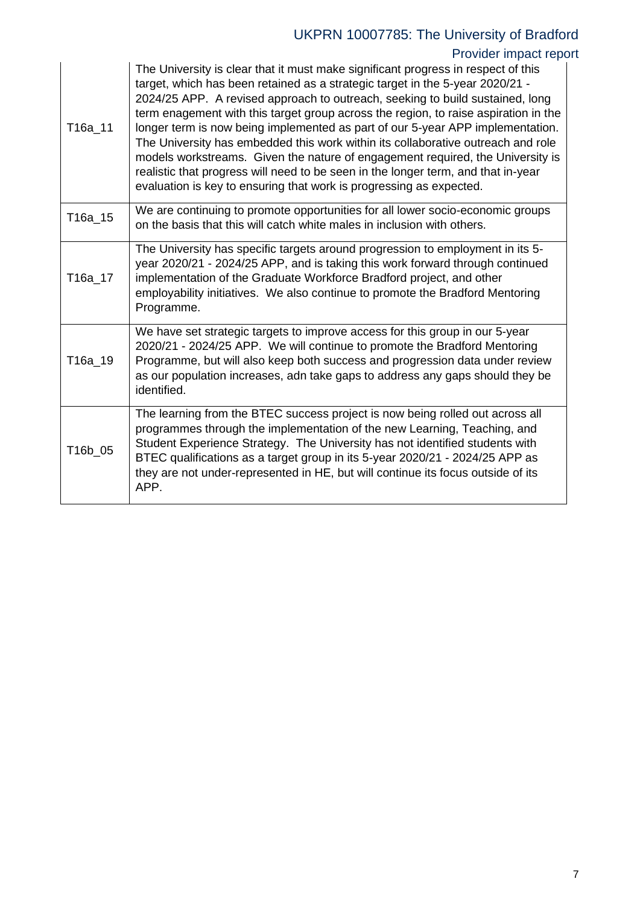| | |
|---|---|
| T16a_11 | The University is clear that it must make significant progress in respect of this target, which has been retained as a strategic target in the 5-year 2020/21 - 2024/25 APP. A revised approach to outreach, seeking to build sustained, long term enagement with this target group across the region, to raise aspiration in the longer term is now being implemented as part of our 5-year APP implementation. The University has embedded this work within its collaborative outreach and role models workstreams. Given the nature of engagement required, the University is realistic that progress will need to be seen in the longer term, and that in-year evaluation is key to ensuring that work is progressing as expected. |
| T16a_15 | We are continuing to promote opportunities for all lower socio-economic groups on the basis that this will catch white males in inclusion with others. |
| T16a_17 | The University has specific targets around progression to employment in its 5-year 2020/21 - 2024/25 APP, and is taking this work forward through continued implementation of the Graduate Workforce Bradford project, and other employability initiatives. We also continue to promote the Bradford Mentoring Programme. |
| T16a_19 | We have set strategic targets to improve access for this group in our 5-year 2020/21 - 2024/25 APP. We will continue to promote the Bradford Mentoring Programme, but will also keep both success and progression data under review as our population increases, adn take gaps to address any gaps should they be identified. |
| T16b_05 | The learning from the BTEC success project is now being rolled out across all programmes through the implementation of the new Learning, Teaching, and Student Experience Strategy. The University has not identified students with BTEC qualifications as a target group in its 5-year 2020/21 - 2024/25 APP as they are not under-represented in HE, but will continue its focus outside of its APP. |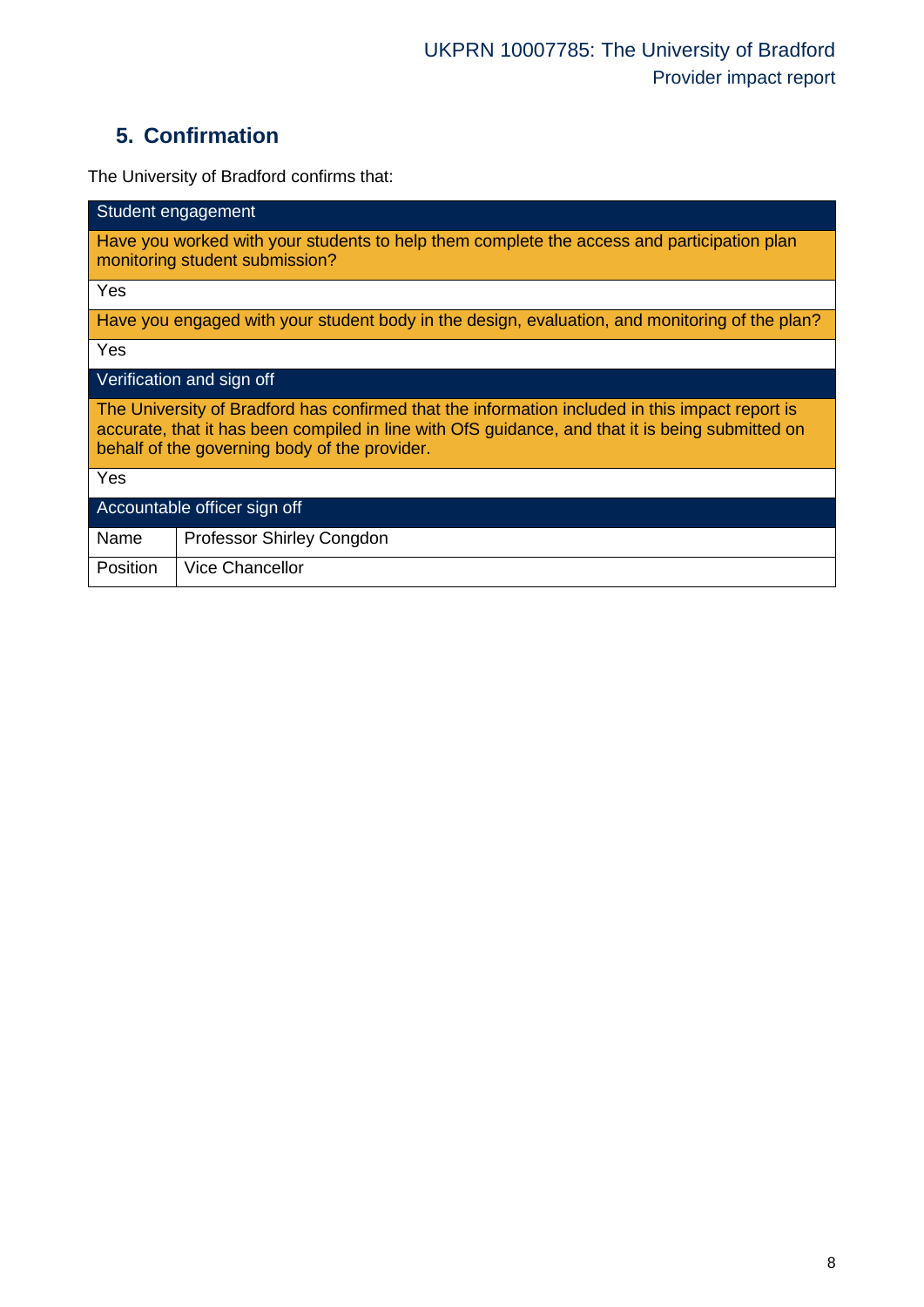## 5. Confirmation

The University of Bradford confirms that:

| Student engagement | |
|---|---|
| Have you worked with your students to help them complete the access and participation plan monitoring student submission? | |
| Yes | |
| Have you engaged with your student body in the design, evaluation, and monitoring of the plan? | |
| Yes | |
| **Verification and sign off** | |
| The University of Bradford has confirmed that the information included in this impact report is accurate, that it has been compiled in line with OfS guidance, and that it is being submitted on behalf of the governing body of the provider. | |
| Yes | |
| **Accountable officer sign off** | |
| Name | Professor Shirley Congdon |
| Position | Vice Chancellor |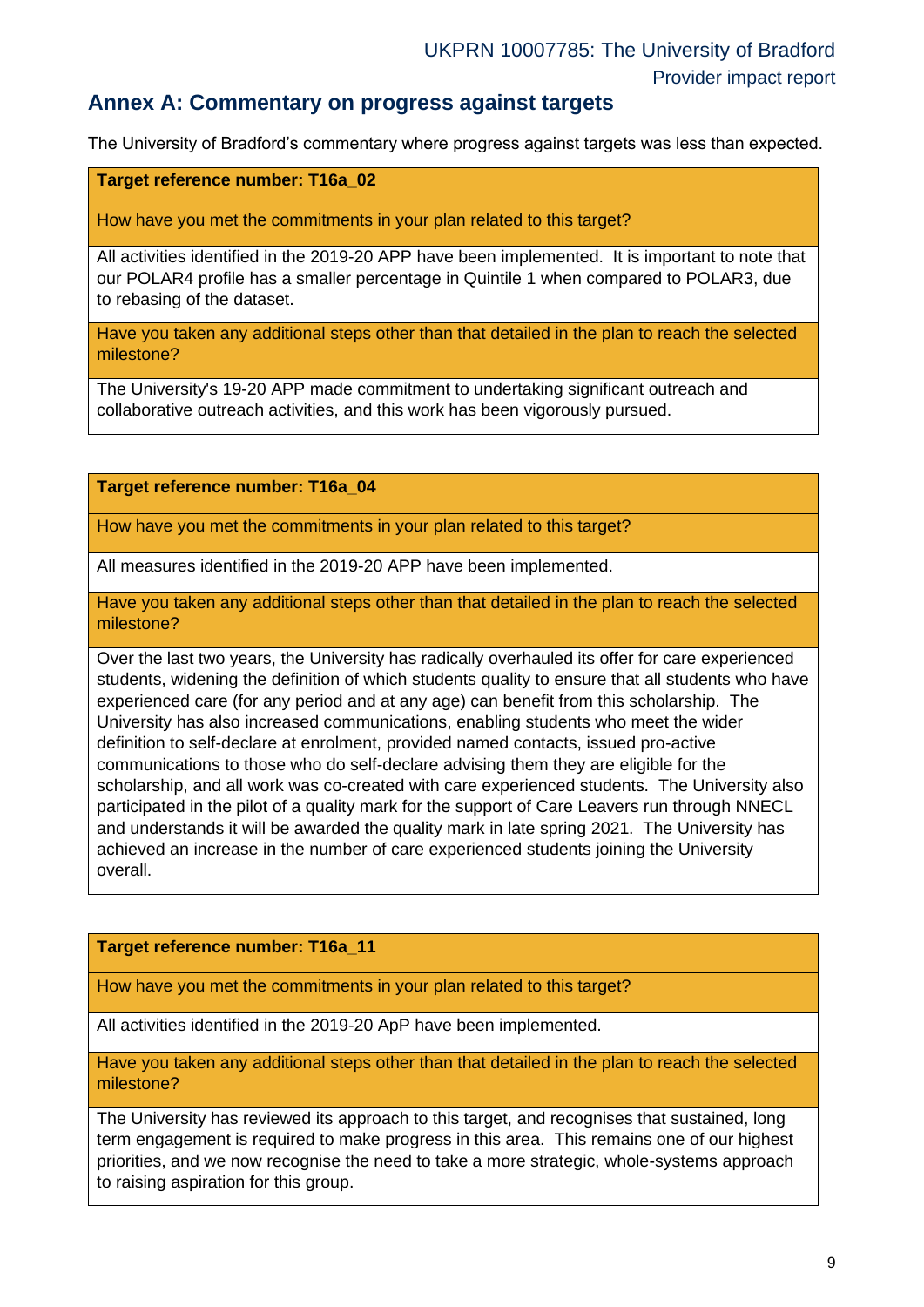## Annex A: Commentary on progress against targets

The University of Bradford's commentary where progress against targets was less than expected.

| Target reference number: T16a_02 |
|---|
| How have you met the commitments in your plan related to this target? |
| All activities identified in the 2019-20 APP have been implemented. It is important to note that our POLAR4 profile has a smaller percentage in Quintile 1 when compared to POLAR3, due to rebasing of the dataset. |
| Have you taken any additional steps other than that detailed in the plan to reach the selected milestone? |
| The University's 19-20 APP made commitment to undertaking significant outreach and collaborative outreach activities, and this work has been vigorously pursued. |

| Target reference number: T16a_04 |
|---|
| How have you met the commitments in your plan related to this target? |
| All measures identified in the 2019-20 APP have been implemented. |
| Have you taken any additional steps other than that detailed in the plan to reach the selected milestone? |
| Over the last two years, the University has radically overhauled its offer for care experienced students, widening the definition of which students quality to ensure that all students who have experienced care (for any period and at any age) can benefit from this scholarship. The University has also increased communications, enabling students who meet the wider definition to self-declare at enrolment, provided named contacts, issued pro-active communications to those who do self-declare advising them they are eligible for the scholarship, and all work was co-created with care experienced students. The University also participated in the pilot of a quality mark for the support of Care Leavers run through NNECL and understands it will be awarded the quality mark in late spring 2021. The University has achieved an increase in the number of care experienced students joining the University overall. |

| Target reference number: T16a_11 |
|---|
| How have you met the commitments in your plan related to this target? |
| All activities identified in the 2019-20 ApP have been implemented. |
| Have you taken any additional steps other than that detailed in the plan to reach the selected milestone? |
| The University has reviewed its approach to this target, and recognises that sustained, long term engagement is required to make progress in this area. This remains one of our highest priorities, and we now recognise the need to take a more strategic, whole-systems approach to raising aspiration for this group. |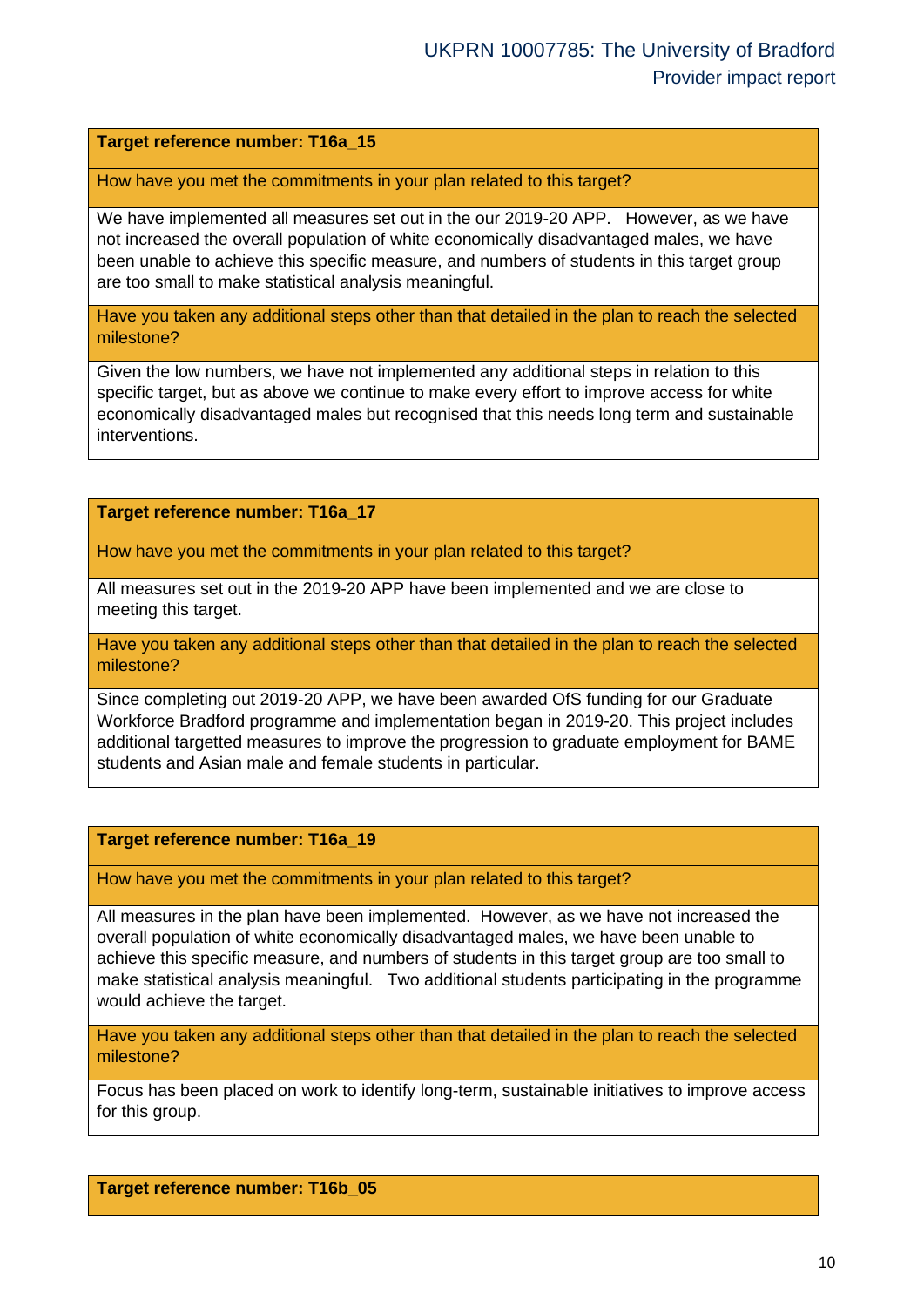**Target reference number: T16a_15**

How have you met the commitments in your plan related to this target?

We have implemented all measures set out in the our 2019-20 APP. However, as we have not increased the overall population of white economically disadvantaged males, we have been unable to achieve this specific measure, and numbers of students in this target group are too small to make statistical analysis meaningful.

Have you taken any additional steps other than that detailed in the plan to reach the selected milestone?

Given the low numbers, we have not implemented any additional steps in relation to this specific target, but as above we continue to make every effort to improve access for white economically disadvantaged males but recognised that this needs long term and sustainable interventions.

**Target reference number: T16a_17**

How have you met the commitments in your plan related to this target?

All measures set out in the 2019-20 APP have been implemented and we are close to meeting this target.

Have you taken any additional steps other than that detailed in the plan to reach the selected milestone?

Since completing out 2019-20 APP, we have been awarded OfS funding for our Graduate Workforce Bradford programme and implementation began in 2019-20. This project includes additional targetted measures to improve the progression to graduate employment for BAME students and Asian male and female students in particular.

**Target reference number: T16a_19**

How have you met the commitments in your plan related to this target?

All measures in the plan have been implemented. However, as we have not increased the overall population of white economically disadvantaged males, we have been unable to achieve this specific measure, and numbers of students in this target group are too small to make statistical analysis meaningful. Two additional students participating in the programme would achieve the target.

Have you taken any additional steps other than that detailed in the plan to reach the selected milestone?

Focus has been placed on work to identify long-term, sustainable initiatives to improve access for this group.

**Target reference number: T16b_05**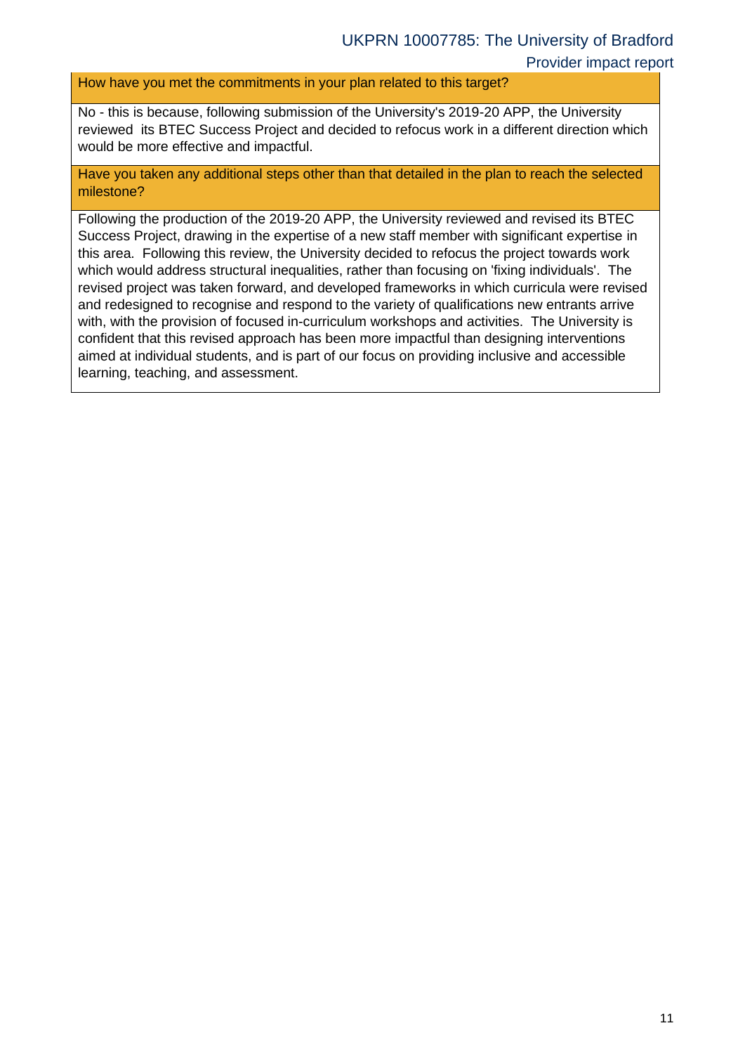| How have you met the commitments in your plan related to this target? |
|---|
| No - this is because, following submission of the University's 2019-20 APP, the University reviewed its BTEC Success Project and decided to refocus work in a different direction which would be more effective and impactful. |

| Have you taken any additional steps other than that detailed in the plan to reach the selected milestone? |
|---|
| Following the production of the 2019-20 APP, the University reviewed and revised its BTEC Success Project, drawing in the expertise of a new staff member with significant expertise in this area. Following this review, the University decided to refocus the project towards work which would address structural inequalities, rather than focusing on 'fixing individuals'. The revised project was taken forward, and developed frameworks in which curricula were revised and redesigned to recognise and respond to the variety of qualifications new entrants arrive with, with the provision of focused in-curriculum workshops and activities. The University is confident that this revised approach has been more impactful than designing interventions aimed at individual students, and is part of our focus on providing inclusive and accessible learning, teaching, and assessment. |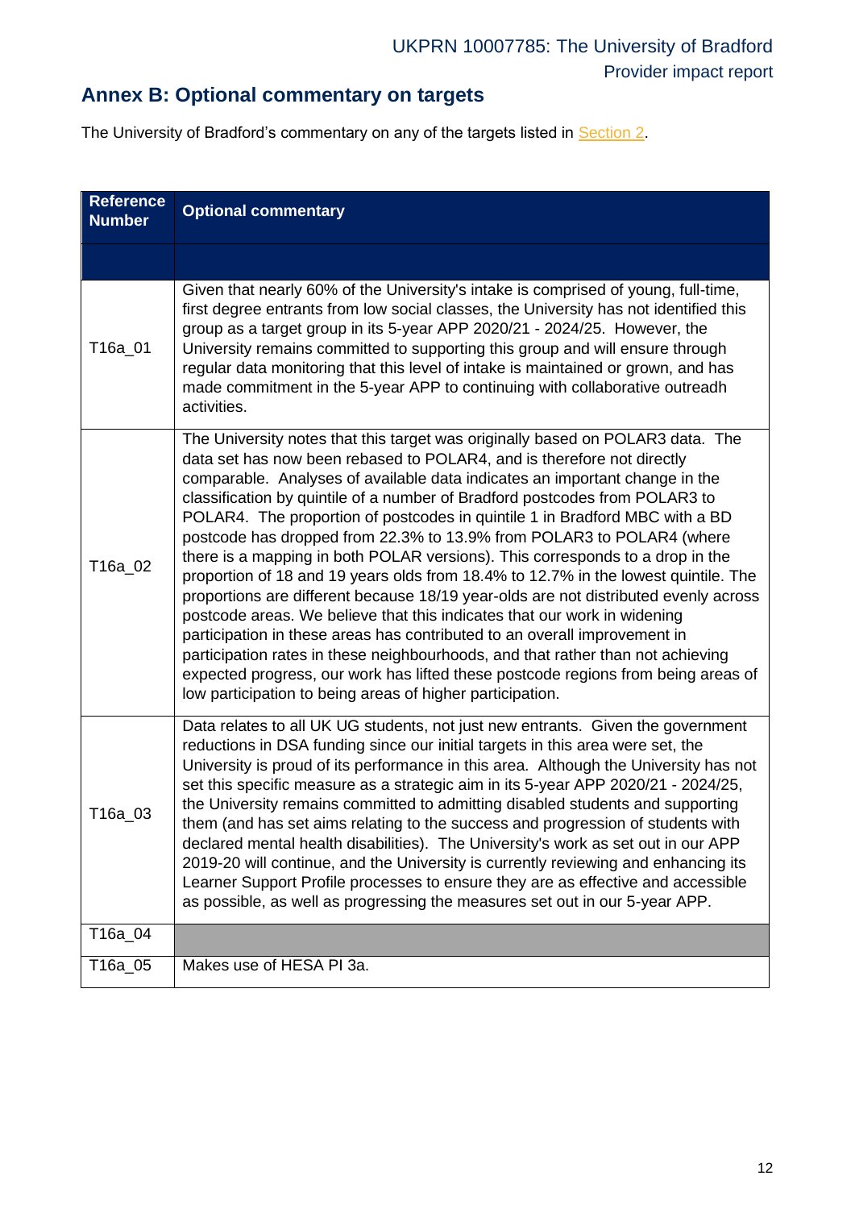## Annex B: Optional commentary on targets

The University of Bradford's commentary on any of the targets listed in Section 2.

| Reference Number | Optional commentary |
|---|---|
| | |
| T16a_01 | Given that nearly 60% of the University's intake is comprised of young, full-time, first degree entrants from low social classes, the University has not identified this group as a target group in its 5-year APP 2020/21 - 2024/25. However, the University remains committed to supporting this group and will ensure through regular data monitoring that this level of intake is maintained or grown, and has made commitment in the 5-year APP to continuing with collaborative outreadh activities. |
| T16a_02 | The University notes that this target was originally based on POLAR3 data. The data set has now been rebased to POLAR4, and is therefore not directly comparable. Analyses of available data indicates an important change in the classification by quintile of a number of Bradford postcodes from POLAR3 to POLAR4. The proportion of postcodes in quintile 1 in Bradford MBC with a BD postcode has dropped from 22.3% to 13.9% from POLAR3 to POLAR4 (where there is a mapping in both POLAR versions). This corresponds to a drop in the proportion of 18 and 19 years olds from 18.4% to 12.7% in the lowest quintile. The proportions are different because 18/19 year-olds are not distributed evenly across postcode areas. We believe that this indicates that our work in widening participation in these areas has contributed to an overall improvement in participation rates in these neighbourhoods, and that rather than not achieving expected progress, our work has lifted these postcode regions from being areas of low participation to being areas of higher participation. |
| T16a_03 | Data relates to all UK UG students, not just new entrants. Given the government reductions in DSA funding since our initial targets in this area were set, the University is proud of its performance in this area. Although the University has not set this specific measure as a strategic aim in its 5-year APP 2020/21 - 2024/25, the University remains committed to admitting disabled students and supporting them (and has set aims relating to the success and progression of students with declared mental health disabilities). The University's work as set out in our APP 2019-20 will continue, and the University is currently reviewing and enhancing its Learner Support Profile processes to ensure they are as effective and accessible as possible, as well as progressing the measures set out in our 5-year APP. |
| T16a_04 | |
| T16a_05 | Makes use of HESA PI 3a. |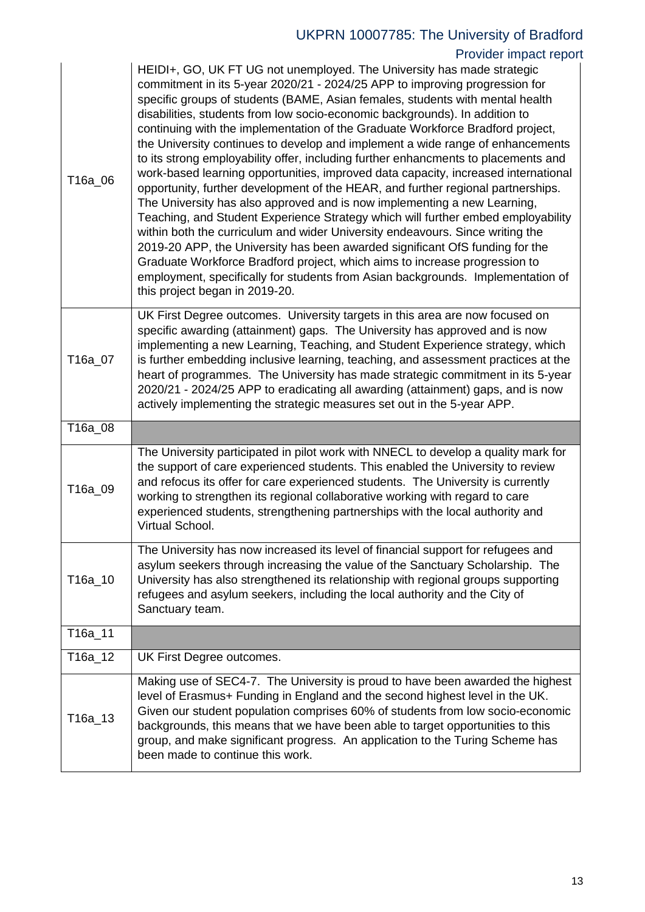| | |
|---|---|
| T16a_06 | HEIDI+, GO, UK FT UG not unemployed. The University has made strategic commitment in its 5-year 2020/21 - 2024/25 APP to improving progression for specific groups of students (BAME, Asian females, students with mental health disabilities, students from low socio-economic backgrounds). In addition to continuing with the implementation of the Graduate Workforce Bradford project, the University continues to develop and implement a wide range of enhancements to its strong employability offer, including further enhancments to placements and work-based learning opportunities, improved data capacity, increased international opportunity, further development of the HEAR, and further regional partnerships. The University has also approved and is now implementing a new Learning, Teaching, and Student Experience Strategy which will further embed employability within both the curriculum and wider University endeavours. Since writing the 2019-20 APP, the University has been awarded significant OfS funding for the Graduate Workforce Bradford project, which aims to increase progression to employment, specifically for students from Asian backgrounds. Implementation of this project began in 2019-20. |
| T16a_07 | UK First Degree outcomes. University targets in this area are now focused on specific awarding (attainment) gaps. The University has approved and is now implementing a new Learning, Teaching, and Student Experience strategy, which is further embedding inclusive learning, teaching, and assessment practices at the heart of programmes. The University has made strategic commitment in its 5-year 2020/21 - 2024/25 APP to eradicating all awarding (attainment) gaps, and is now actively implementing the strategic measures set out in the 5-year APP. |
| T16a_08 | |
| T16a_09 | The University participated in pilot work with NNECL to develop a quality mark for the support of care experienced students. This enabled the University to review and refocus its offer for care experienced students. The University is currently working to strengthen its regional collaborative working with regard to care experienced students, strengthening partnerships with the local authority and Virtual School. |
| T16a_10 | The University has now increased its level of financial support for refugees and asylum seekers through increasing the value of the Sanctuary Scholarship. The University has also strengthened its relationship with regional groups supporting refugees and asylum seekers, including the local authority and the City of Sanctuary team. |
| T16a_11 | |
| T16a_12 | UK First Degree outcomes. |
| T16a_13 | Making use of SEC4-7. The University is proud to have been awarded the highest level of Erasmus+ Funding in England and the second highest level in the UK. Given our student population comprises 60% of students from low socio-economic backgrounds, this means that we have been able to target opportunities to this group, and make significant progress. An application to the Turing Scheme has been made to continue this work. |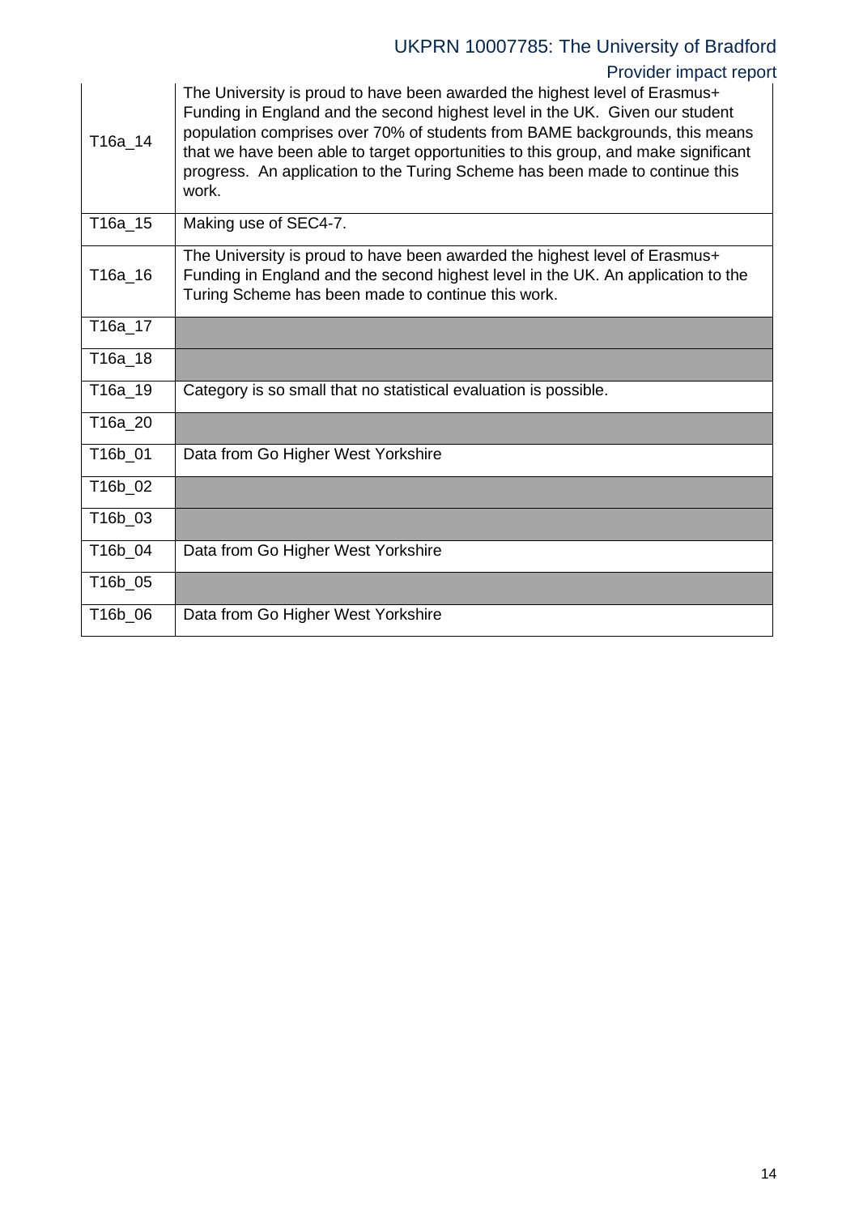| | |
|---|---|
| T16a_14 | The University is proud to have been awarded the highest level of Erasmus+ Funding in England and the second highest level in the UK. Given our student population comprises over 70% of students from BAME backgrounds, this means that we have been able to target opportunities to this group, and make significant progress. An application to the Turing Scheme has been made to continue this work. |
| T16a_15 | Making use of SEC4-7. |
| T16a_16 | The University is proud to have been awarded the highest level of Erasmus+ Funding in England and the second highest level in the UK. An application to the Turing Scheme has been made to continue this work. |
| T16a_17 | |
| T16a_18 | |
| T16a_19 | Category is so small that no statistical evaluation is possible. |
| T16a_20 | |
| T16b_01 | Data from Go Higher West Yorkshire |
| T16b_02 | |
| T16b_03 | |
| T16b_04 | Data from Go Higher West Yorkshire |
| T16b_05 | |
| T16b_06 | Data from Go Higher West Yorkshire |